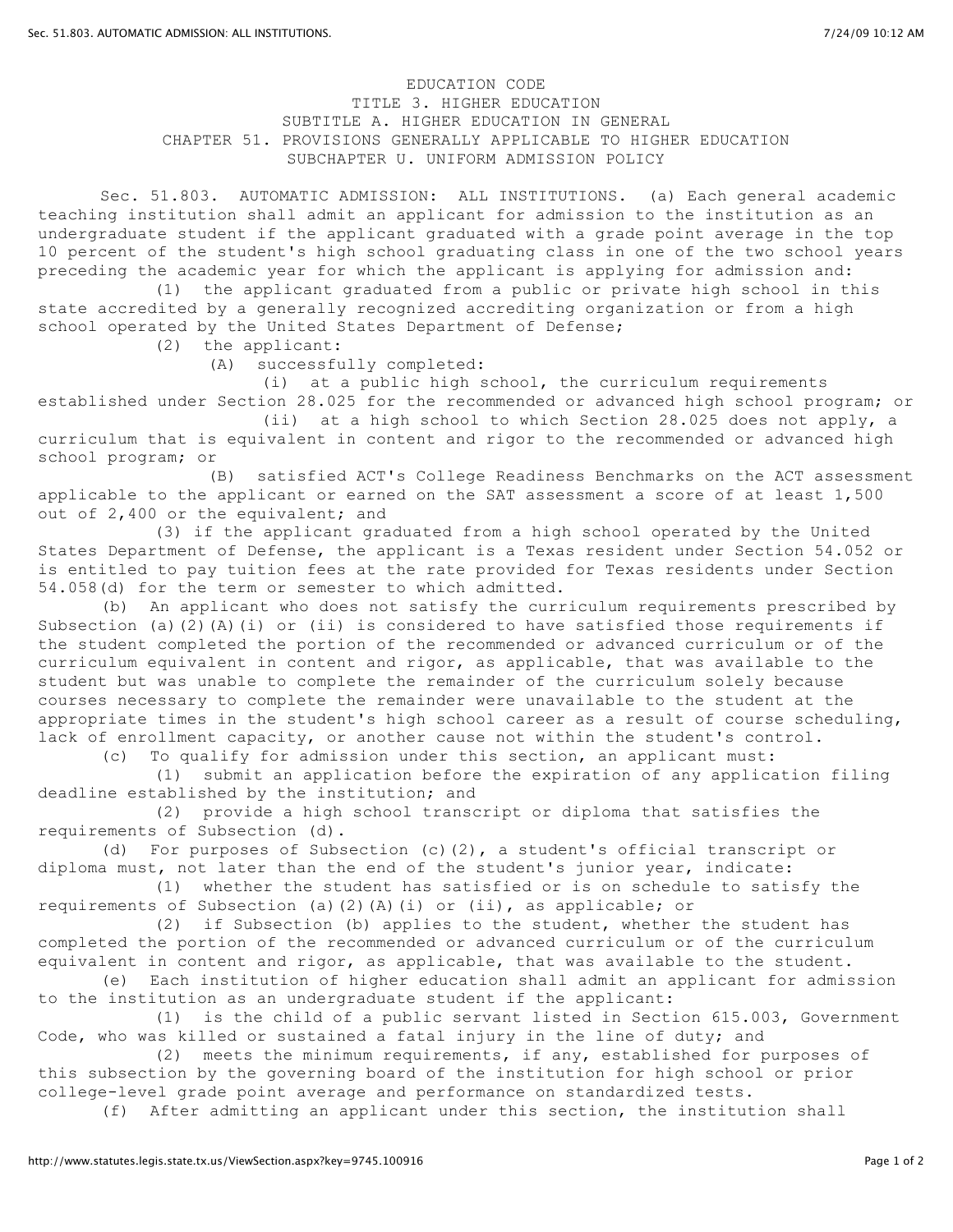# EDUCATION CODE

## TITLE 3. HIGHER EDUCATION

## SUBTITLE A. HIGHER EDUCATION IN GENERAL

## CHAPTER 51. PROVISIONS GENERALLY APPLICABLE TO HIGHER EDUCATION

## SUBCHAPTER U. UNIFORM ADMISSION POLICY

Sec. 51.803. AUTOMATIC ADMISSION: ALL INSTITUTIONS. (a) Each general academic teaching institution shall admit an applicant for admission to the institution as an undergraduate student if the applicant graduated with a grade point average in the top 10 percent of the student's high school graduating class in one of the two school years preceding the academic year for which the applicant is applying for admission and:

(1) the applicant graduated from a public or private high school in this state accredited by a generally recognized accrediting organization or from a high school operated by the United States Department of Defense;

(2) the applicant:

(A) successfully completed:

(i) at a public high school, the curriculum requirements established under Section 28.025 for the recommended or advanced high school program; or

(ii) at a high school to which Section 28.025 does not apply, a curriculum that is equivalent in content and rigor to the recommended or advanced high school program; or

(B) satisfied ACT's College Readiness Benchmarks on the ACT assessment applicable to the applicant or earned on the SAT assessment a score of at least 1,500 out of 2,400 or the equivalent; and

(3) if the applicant graduated from a high school operated by the United States Department of Defense, the applicant is a Texas resident under Section 54.052 or is entitled to pay tuition fees at the rate provided for Texas residents under Section 54.058(d) for the term or semester to which admitted.

(b) An applicant who does not satisfy the curriculum requirements prescribed by Subsection (a)(2)(A)(i) or (ii) is considered to have satisfied those requirements if the student completed the portion of the recommended or advanced curriculum or of the curriculum equivalent in content and rigor, as applicable, that was available to the student but was unable to complete the remainder of the curriculum solely because courses necessary to complete the remainder were unavailable to the student at the appropriate times in the student's high school career as a result of course scheduling, lack of enrollment capacity, or another cause not within the student's control.

(c) To qualify for admission under this section, an applicant must:

(1) submit an application before the expiration of any application filing deadline established by the institution; and

(2) provide a high school transcript or diploma that satisfies the requirements of Subsection (d).

(d) For purposes of Subsection (c)(2), a student's official transcript or diploma must, not later than the end of the student's junior year, indicate:

(1) whether the student has satisfied or is on schedule to satisfy the requirements of Subsection (a)(2)(A)(i) or (ii), as applicable; or

(2) if Subsection (b) applies to the student, whether the student has completed the portion of the recommended or advanced curriculum or of the curriculum equivalent in content and rigor, as applicable, that was available to the student.

(e) Each institution of higher education shall admit an applicant for admission to the institution as an undergraduate student if the applicant:

(1) is the child of a public servant listed in Section 615.003, Government Code, who was killed or sustained a fatal injury in the line of duty; and

(2) meets the minimum requirements, if any, established for purposes of this subsection by the governing board of the institution for high school or prior college-level grade point average and performance on standardized tests.

(f) After admitting an applicant under this section, the institution shall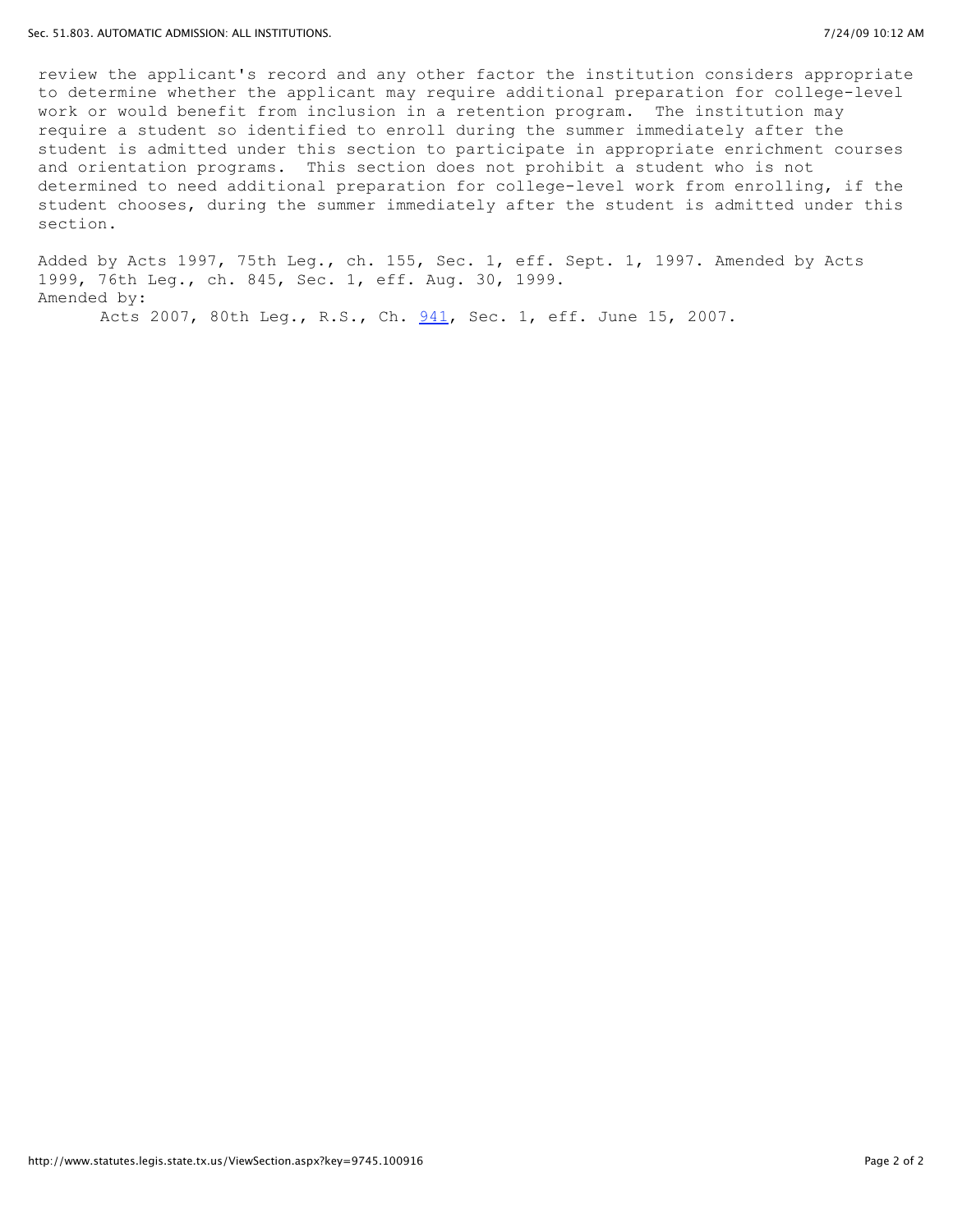review the applicant's record and any other factor the institution considers appropriate to determine whether the applicant may require additional preparation for college-level work or would benefit from inclusion in a retention program. The institution may require a student so identified to enroll during the summer immediately after the student is admitted under this section to participate in appropriate enrichment courses and orientation programs. This section does not prohibit a student who is not determined to need additional preparation for college-level work from enrolling, if the student chooses, during the summer immediately after the student is admitted under this section.

Added by Acts 1997, 75th Leg., ch. 155, Sec. 1, eff. Sept. 1, 1997. Amended by Acts 1999, 76th Leg., ch. 845, Sec. 1, eff. Aug. 30, 1999.
Amended by:

Acts 2007, 80th Leg., R.S., Ch. 941, Sec. 1, eff. June 15, 2007.